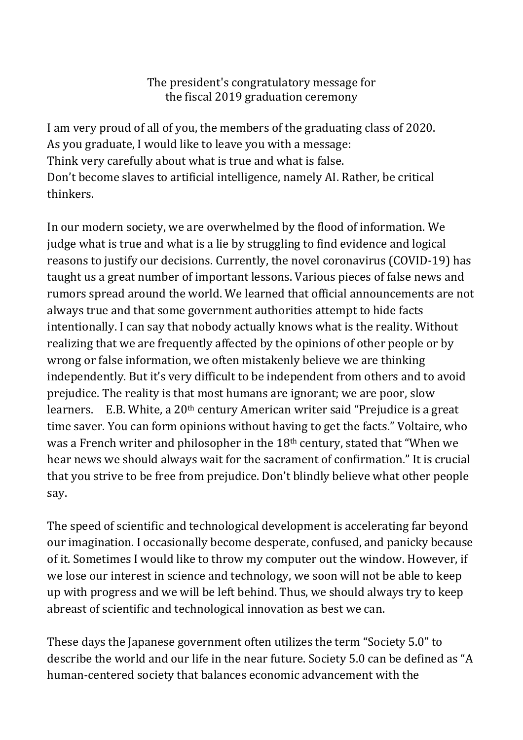# The president's congratulatory message for the fiscal 2019 graduation ceremony

I am very proud of all of you, the members of the graduating class of 2020.
As you graduate, I would like to leave you with a message:
Think very carefully about what is true and what is false.
Don't become slaves to artificial intelligence, namely AI. Rather, be critical thinkers.

In our modern society, we are overwhelmed by the flood of information. We judge what is true and what is a lie by struggling to find evidence and logical reasons to justify our decisions. Currently, the novel coronavirus (COVID-19) has taught us a great number of important lessons. Various pieces of false news and rumors spread around the world. We learned that official announcements are not always true and that some government authorities attempt to hide facts intentionally. I can say that nobody actually knows what is the reality. Without realizing that we are frequently affected by the opinions of other people or by wrong or false information, we often mistakenly believe we are thinking independently. But it's very difficult to be independent from others and to avoid prejudice. The reality is that most humans are ignorant; we are poor, slow learners. E.B. White, a 20th century American writer said "Prejudice is a great time saver. You can form opinions without having to get the facts." Voltaire, who was a French writer and philosopher in the 18th century, stated that "When we hear news we should always wait for the sacrament of confirmation." It is crucial that you strive to be free from prejudice. Don't blindly believe what other people say.

The speed of scientific and technological development is accelerating far beyond our imagination. I occasionally become desperate, confused, and panicky because of it. Sometimes I would like to throw my computer out the window. However, if we lose our interest in science and technology, we soon will not be able to keep up with progress and we will be left behind. Thus, we should always try to keep abreast of scientific and technological innovation as best we can.

These days the Japanese government often utilizes the term "Society 5.0" to describe the world and our life in the near future. Society 5.0 can be defined as "A human-centered society that balances economic advancement with the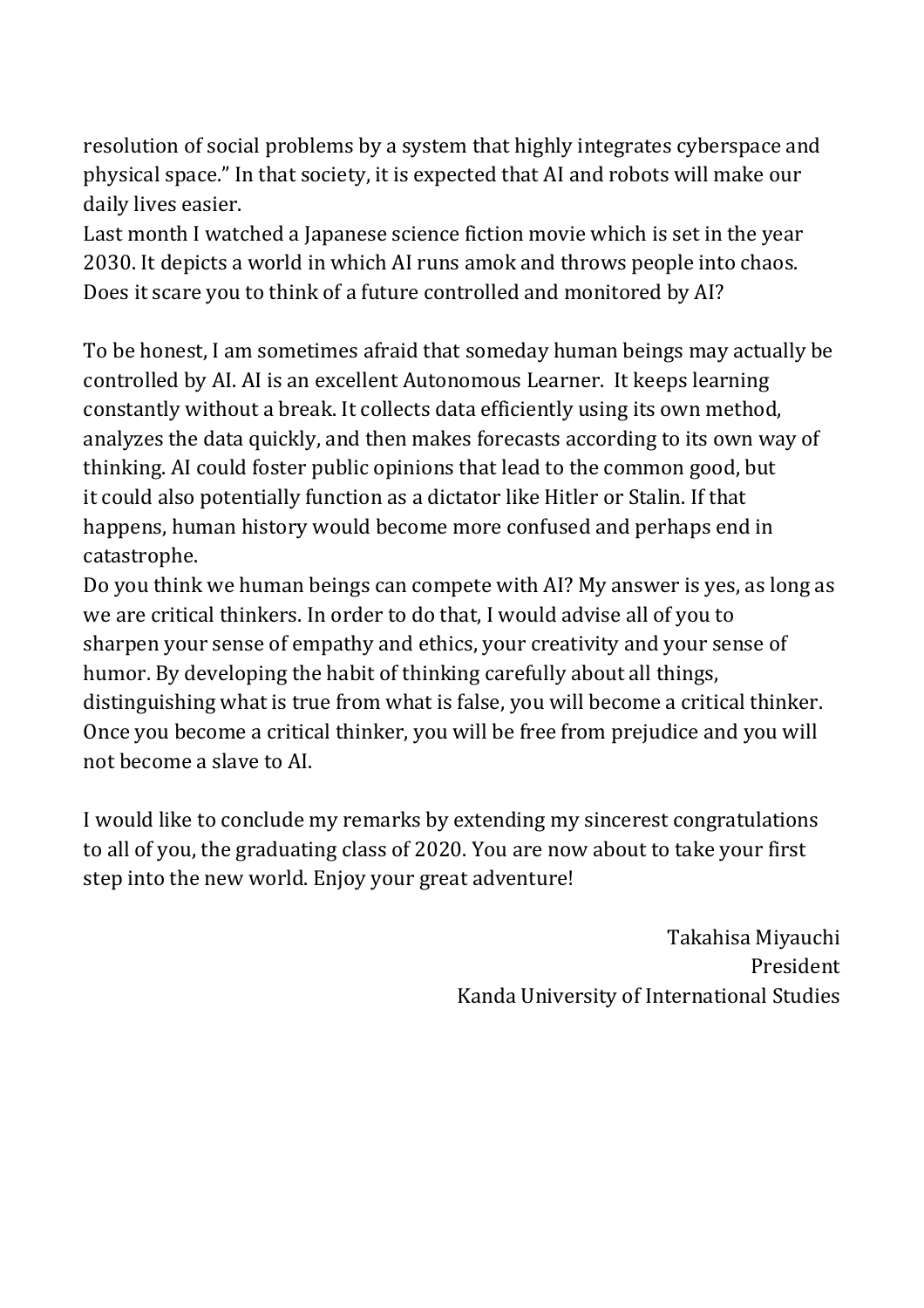resolution of social problems by a system that highly integrates cyberspace and physical space." In that society, it is expected that AI and robots will make our daily lives easier.
Last month I watched a Japanese science fiction movie which is set in the year 2030. It depicts a world in which AI runs amok and throws people into chaos. Does it scare you to think of a future controlled and monitored by AI?

To be honest, I am sometimes afraid that someday human beings may actually be controlled by AI. AI is an excellent Autonomous Learner. It keeps learning constantly without a break. It collects data efficiently using its own method, analyzes the data quickly, and then makes forecasts according to its own way of thinking. AI could foster public opinions that lead to the common good, but it could also potentially function as a dictator like Hitler or Stalin. If that happens, human history would become more confused and perhaps end in catastrophe.
Do you think we human beings can compete with AI? My answer is yes, as long as we are critical thinkers. In order to do that, I would advise all of you to sharpen your sense of empathy and ethics, your creativity and your sense of humor. By developing the habit of thinking carefully about all things, distinguishing what is true from what is false, you will become a critical thinker. Once you become a critical thinker, you will be free from prejudice and you will not become a slave to AI.

I would like to conclude my remarks by extending my sincerest congratulations to all of you, the graduating class of 2020. You are now about to take your first step into the new world. Enjoy your great adventure!

Takahisa Miyauchi
President
Kanda University of International Studies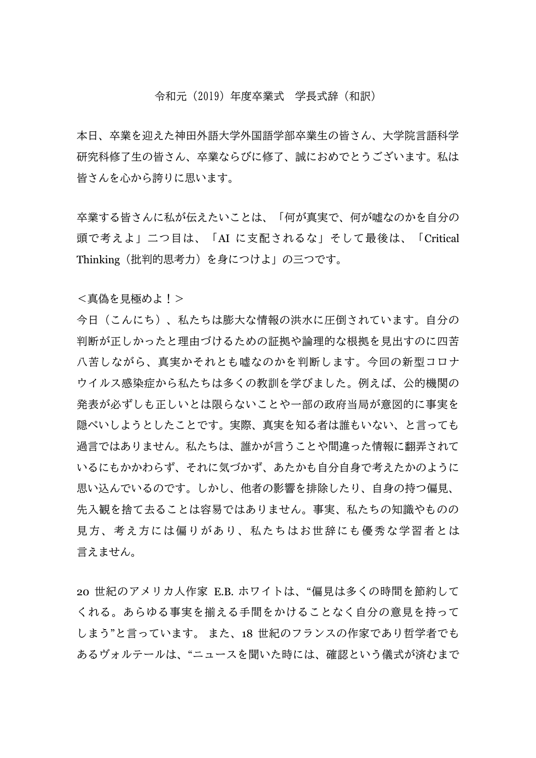令和元（2019）年度卒業式　学長式辞（和訳）

本日、卒業を迎えた神田外語大学外国語学部卒業生の皆さん、大学院言語科学研究科修了生の皆さん、卒業ならびに修了、誠におめでとうございます。私は皆さんを心から誇りに思います。

卒業する皆さんに私が伝えたいことは、「何が真実で、何が嘘なのかを自分の頭で考えよ」二つ目は、「AI に支配されるな」そして最後は、「Critical Thinking（批判的思考力）を身につけよ」の三つです。

＜真偽を見極めよ！＞

今日（こんにち）、私たちは膨大な情報の洪水に圧倒されています。自分の判断が正しかったと理由づけるための証拠や論理的な根拠を見出すのに四苦八苦しながら、真実かそれとも嘘なのかを判断します。今回の新型コロナウイルス感染症から私たちは多くの教訓を学びました。例えば、公的機関の発表が必ずしも正しいとは限らないことや一部の政府当局が意図的に事実を隠ぺいしようとしたことです。実際、真実を知る者は誰もいない、と言っても過言ではありません。私たちは、誰かが言うことや間違った情報に翻弄されているにもかかわらず、それに気づかず、あたかも自分自身で考えたかのように思い込んでいるのです。しかし、他者の影響を排除したり、自身の持つ偏見、先入観を捨て去ることは容易ではありません。事実、私たちの知識やものの見方、考え方には偏りがあり、私たちはお世辞にも優秀な学習者とは言えません。

20 世紀のアメリカ人作家 E.B. ホワイトは、“偏見は多くの時間を節約してくれる。あらゆる事実を揃える手間をかけることなく自分の意見を持ってしまう”と言っています。 また、18 世紀のフランスの作家であり哲学者でもあるヴォルテールは、“ニュースを聞いた時には、確認という儀式が済むまで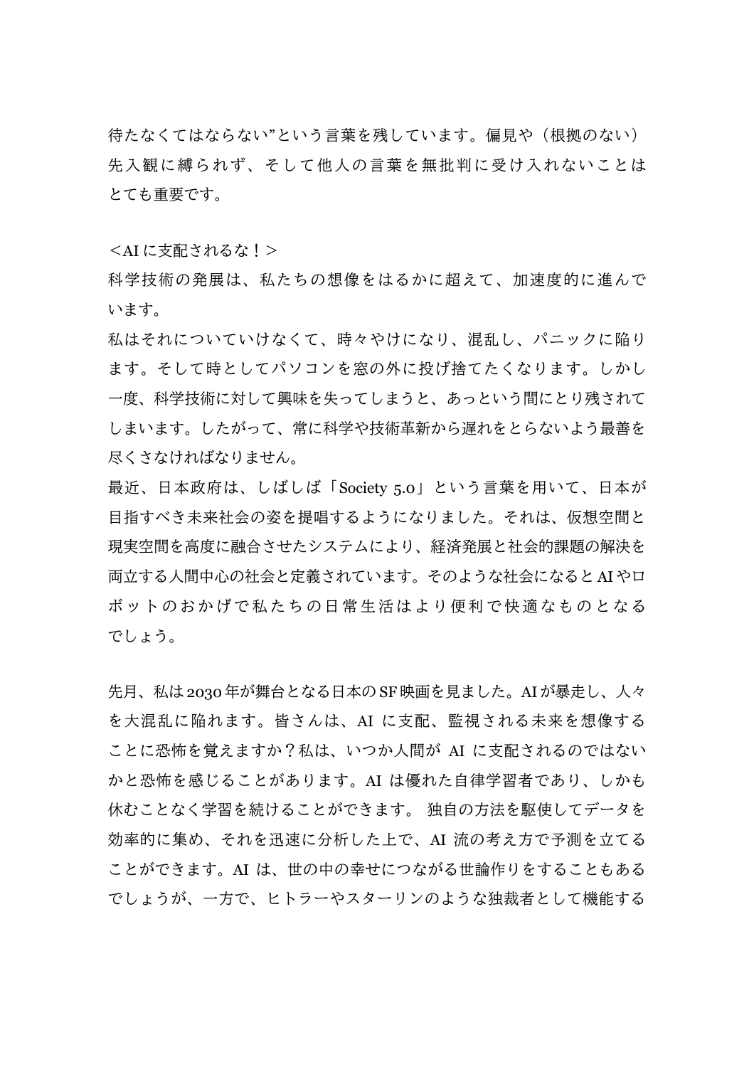待たなくてはならない"という言葉を残しています。偏見や（根拠のない）先入観に縛られず、そして他人の言葉を無批判に受け入れないことはとても重要です。

＜AI に支配されるな！＞

科学技術の発展は、私たちの想像をはるかに超えて、加速度的に進んでいます。

私はそれについていけなくて、時々やけになり、混乱し、パニックに陥ります。そして時としてパソコンを窓の外に投げ捨てたくなります。しかし一度、科学技術に対して興味を失ってしまうと、あっという間にとり残されてしまいます。したがって、常に科学や技術革新から遅れをとらないよう最善を尽くさなければなりません。

最近、日本政府は、しばしば「Society 5.0」という言葉を用いて、日本が目指すべき未来社会の姿を提唱するようになりました。それは、仮想空間と現実空間を高度に融合させたシステムにより、経済発展と社会的課題の解決を両立する人間中心の社会と定義されています。そのような社会になると AI やロボットのおかげで私たちの日常生活はより便利で快適なものとなるでしょう。

先月、私は 2030 年が舞台となる日本の SF 映画を見ました。AI が暴走し、人々を大混乱に陥れます。皆さんは、AI に支配、監視される未来を想像することに恐怖を覚えますか？私は、いつか人間が AI に支配されるのではないかと恐怖を感じることがあります。AI は優れた自律学習者であり、しかも休むことなく学習を続けることができます。 独自の方法を駆使してデータを効率的に集め、それを迅速に分析した上で、AI 流の考え方で予測を立てることができます。AI は、世の中の幸せにつながる世論作りをすることもあるでしょうが、一方で、ヒトラーやスターリンのような独裁者として機能する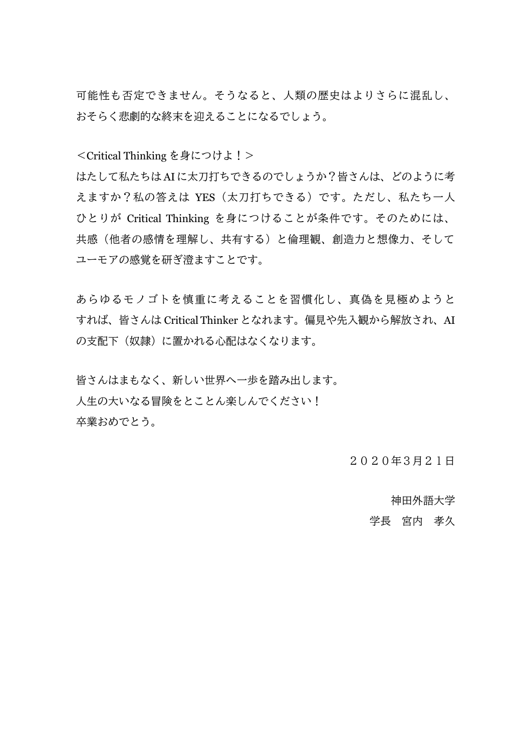可能性も否定できません。そうなると、人類の歴史はよりさらに混乱し、おそらく悲劇的な終末を迎えることになるでしょう。

＜Critical Thinking を身につけよ！＞

はたして私たちはAIに太刀打ちできるのでしょうか？皆さんは、どのように考えますか？私の答えは YES（太刀打ちできる）です。ただし、私たち一人ひとりが Critical Thinking を身につけることが条件です。そのためには、共感（他者の感情を理解し、共有する）と倫理観、創造力と想像力、そしてユーモアの感覚を研ぎ澄ますことです。

あらゆるモノゴトを慎重に考えることを習慣化し、真偽を見極めようとすれば、皆さんは Critical Thinker となれます。偏見や先入観から解放され、AIの支配下（奴隷）に置かれる心配はなくなります。

皆さんはまもなく、新しい世界へ一歩を踏み出します。
人生の大いなる冒険をとことん楽しんでください！
卒業おめでとう。

２０２０年3月２１日

神田外語大学
学長　宮内　孝久